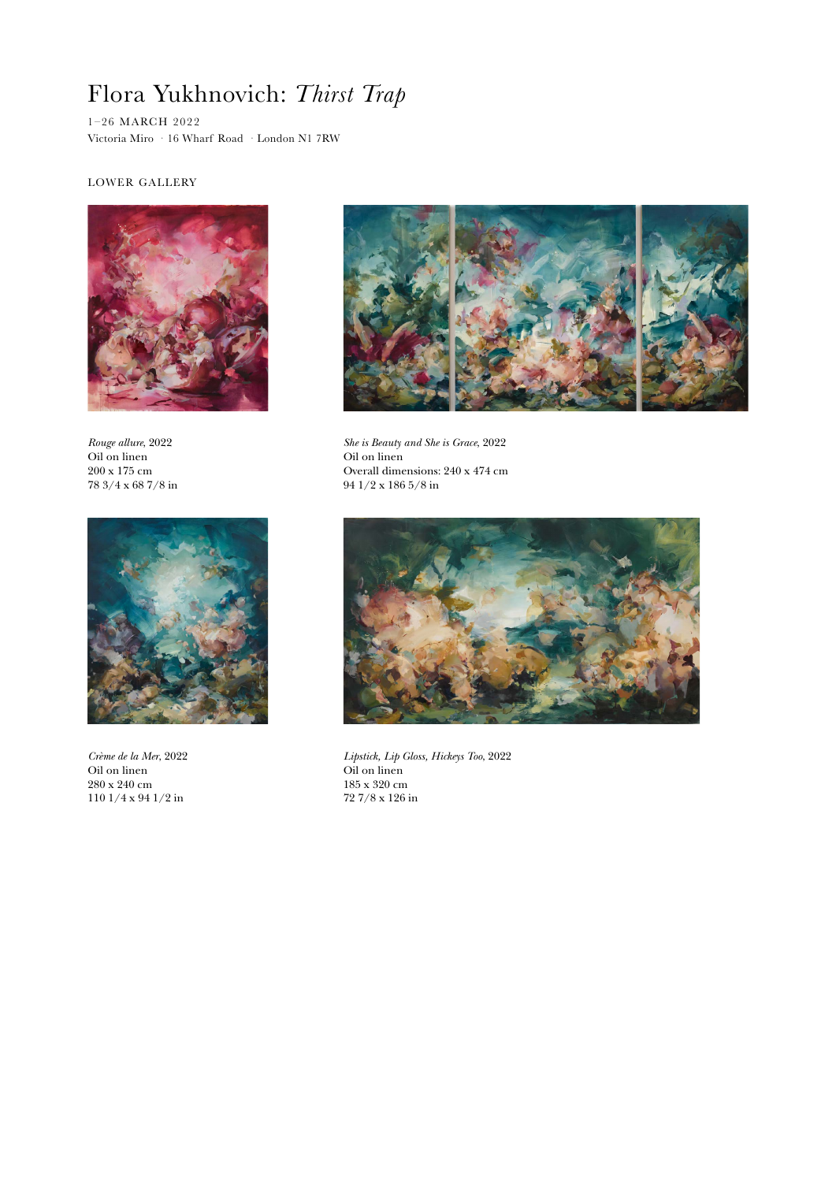# Flora Yukhnovich: *Thirst Trap*

1–26 MARCH 2022
Victoria Miro · 16 Wharf Road · London N1 7RW

LOWER GALLERY

*Rouge allure*, 2022
Oil on linen
200 x 175 cm
78 3/4 x 68 7/8 in

*She is Beauty and She is Grace*, 2022
Oil on linen
Overall dimensions: 240 x 474 cm
94 1/2 x 186 5/8 in

*Crème de la Mer*, 2022
Oil on linen
280 x 240 cm
110 1/4 x 94 1/2 in

*Lipstick, Lip Gloss, Hickeys Too*, 2022
Oil on linen
185 x 320 cm
72 7/8 x 126 in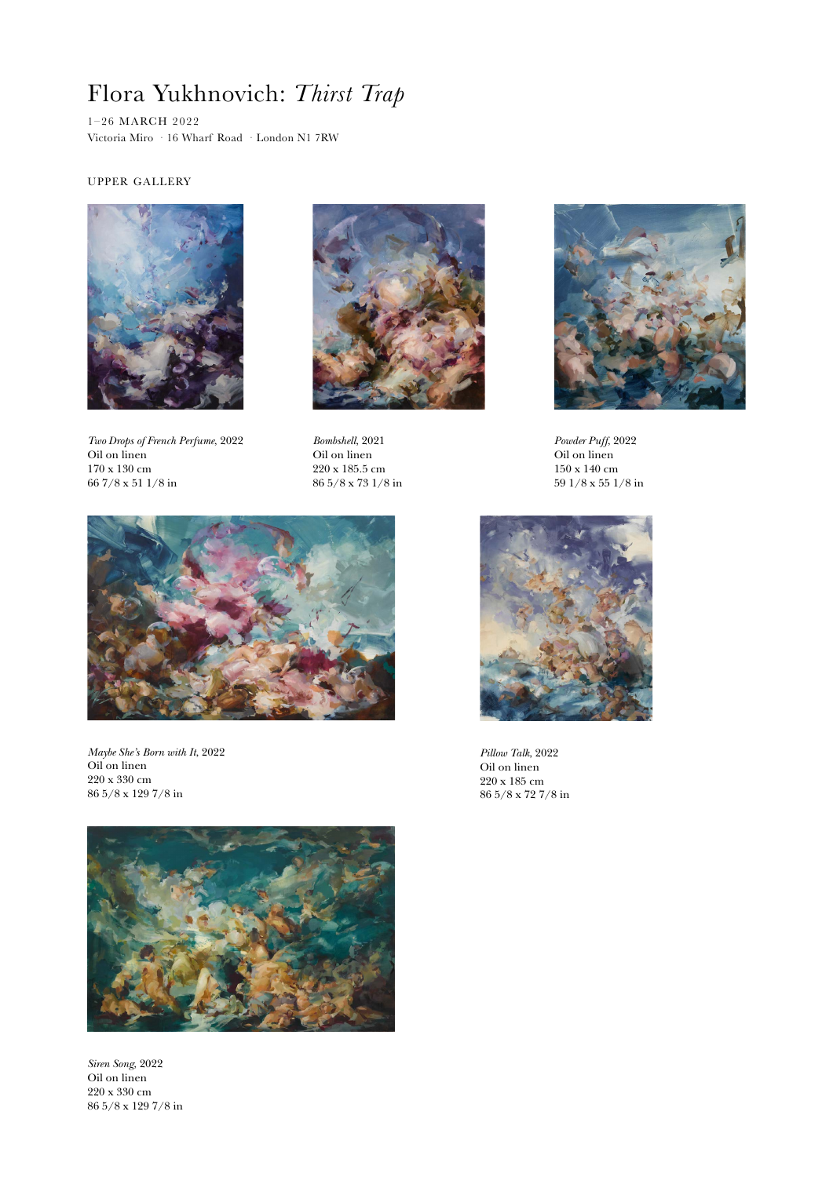# Flora Yukhnovich: *Thirst Trap*

1–26 MARCH 2022
Victoria Miro · 16 Wharf Road · London N1 7RW

UPPER GALLERY

*Two Drops of French Perfume*, 2022
Oil on linen
170 x 130 cm
66 7/8 x 51 1/8 in

*Bombshell*, 2021
Oil on linen
220 x 185.5 cm
86 5/8 x 73 1/8 in

*Powder Puff*, 2022
Oil on linen
150 x 140 cm
59 1/8 x 55 1/8 in

*Maybe She's Born with It*, 2022
Oil on linen
220 x 330 cm
86 5/8 x 129 7/8 in

*Pillow Talk*, 2022
Oil on linen
220 x 185 cm
86 5/8 x 72 7/8 in

*Siren Song*, 2022
Oil on linen
220 x 330 cm
86 5/8 x 129 7/8 in